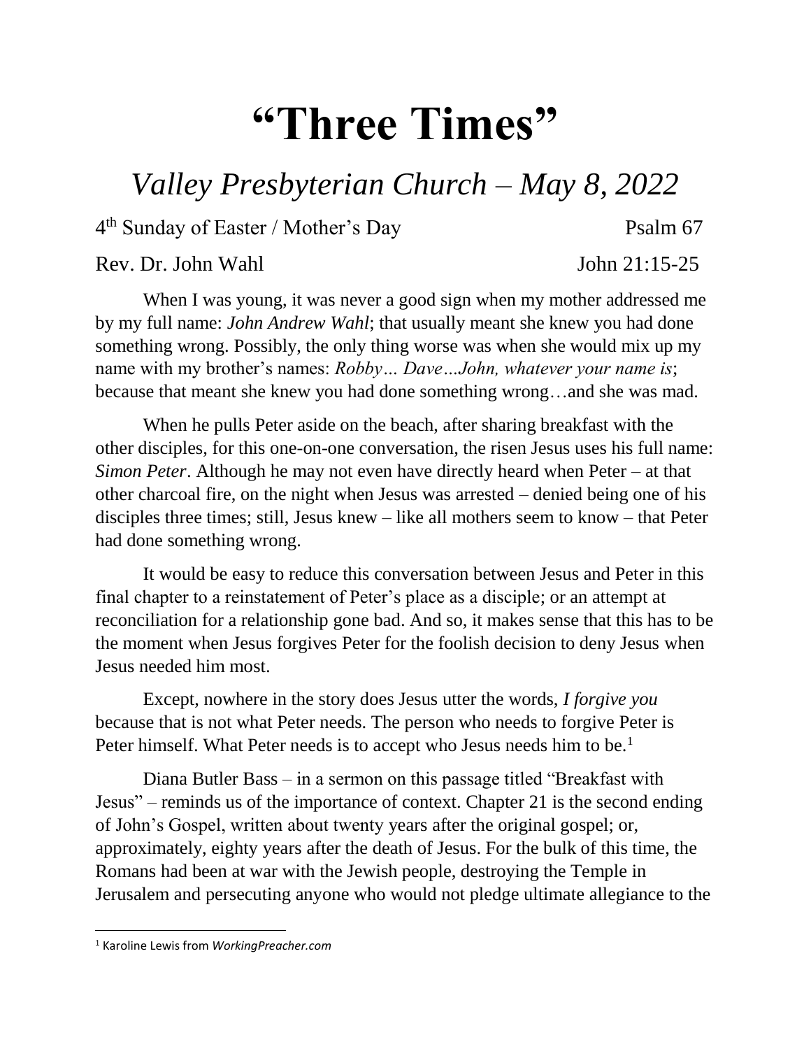# "Three Times"

## *Valley Presbyterian Church – May 8, 2022*

4th Sunday of Easter / Mother's Day — Psalm 67

Rev. Dr. John Wahl — John 21:15-25

When I was young, it was never a good sign when my mother addressed me by my full name: *John Andrew Wahl*; that usually meant she knew you had done something wrong. Possibly, the only thing worse was when she would mix up my name with my brother's names: *Robby… Dave…John, whatever your name is*; because that meant she knew you had done something wrong…and she was mad.

When he pulls Peter aside on the beach, after sharing breakfast with the other disciples, for this one-on-one conversation, the risen Jesus uses his full name: *Simon Peter*. Although he may not even have directly heard when Peter – at that other charcoal fire, on the night when Jesus was arrested – denied being one of his disciples three times; still, Jesus knew – like all mothers seem to know – that Peter had done something wrong.

It would be easy to reduce this conversation between Jesus and Peter in this final chapter to a reinstatement of Peter's place as a disciple; or an attempt at reconciliation for a relationship gone bad. And so, it makes sense that this has to be the moment when Jesus forgives Peter for the foolish decision to deny Jesus when Jesus needed him most.

Except, nowhere in the story does Jesus utter the words, *I forgive you* because that is not what Peter needs. The person who needs to forgive Peter is Peter himself. What Peter needs is to accept who Jesus needs him to be.[1]

Diana Butler Bass – in a sermon on this passage titled "Breakfast with Jesus" – reminds us of the importance of context. Chapter 21 is the second ending of John's Gospel, written about twenty years after the original gospel; or, approximately, eighty years after the death of Jesus. For the bulk of this time, the Romans had been at war with the Jewish people, destroying the Temple in Jerusalem and persecuting anyone who would not pledge ultimate allegiance to the

---

[1] Karoline Lewis from *WorkingPreacher.com*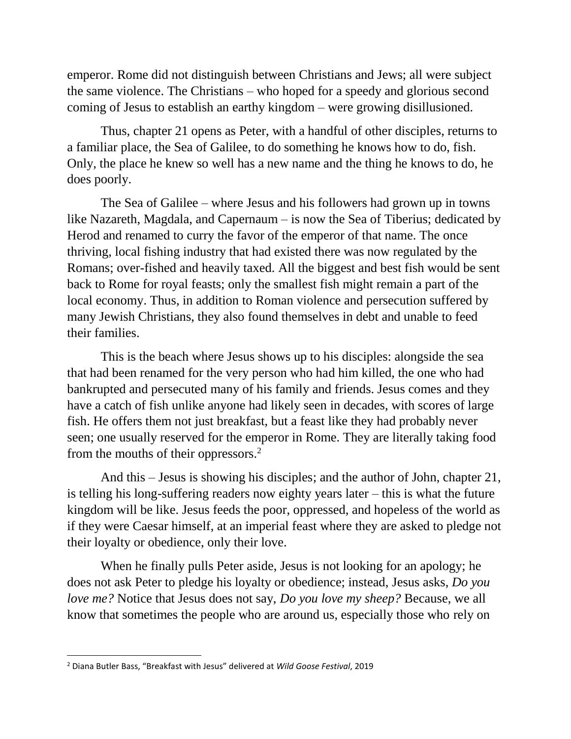emperor. Rome did not distinguish between Christians and Jews; all were subject the same violence. The Christians – who hoped for a speedy and glorious second coming of Jesus to establish an earthy kingdom – were growing disillusioned.

Thus, chapter 21 opens as Peter, with a handful of other disciples, returns to a familiar place, the Sea of Galilee, to do something he knows how to do, fish. Only, the place he knew so well has a new name and the thing he knows to do, he does poorly.

The Sea of Galilee – where Jesus and his followers had grown up in towns like Nazareth, Magdala, and Capernaum – is now the Sea of Tiberius; dedicated by Herod and renamed to curry the favor of the emperor of that name. The once thriving, local fishing industry that had existed there was now regulated by the Romans; over-fished and heavily taxed. All the biggest and best fish would be sent back to Rome for royal feasts; only the smallest fish might remain a part of the local economy. Thus, in addition to Roman violence and persecution suffered by many Jewish Christians, they also found themselves in debt and unable to feed their families.

This is the beach where Jesus shows up to his disciples: alongside the sea that had been renamed for the very person who had him killed, the one who had bankrupted and persecuted many of his family and friends. Jesus comes and they have a catch of fish unlike anyone had likely seen in decades, with scores of large fish. He offers them not just breakfast, but a feast like they had probably never seen; one usually reserved for the emperor in Rome. They are literally taking food from the mouths of their oppressors.[2]

And this – Jesus is showing his disciples; and the author of John, chapter 21, is telling his long-suffering readers now eighty years later – this is what the future kingdom will be like. Jesus feeds the poor, oppressed, and hopeless of the world as if they were Caesar himself, at an imperial feast where they are asked to pledge not their loyalty or obedience, only their love.

When he finally pulls Peter aside, Jesus is not looking for an apology; he does not ask Peter to pledge his loyalty or obedience; instead, Jesus asks, *Do you love me?* Notice that Jesus does not say, *Do you love my sheep?* Because, we all know that sometimes the people who are around us, especially those who rely on

---

[2] Diana Butler Bass, "Breakfast with Jesus" delivered at *Wild Goose Festival*, 2019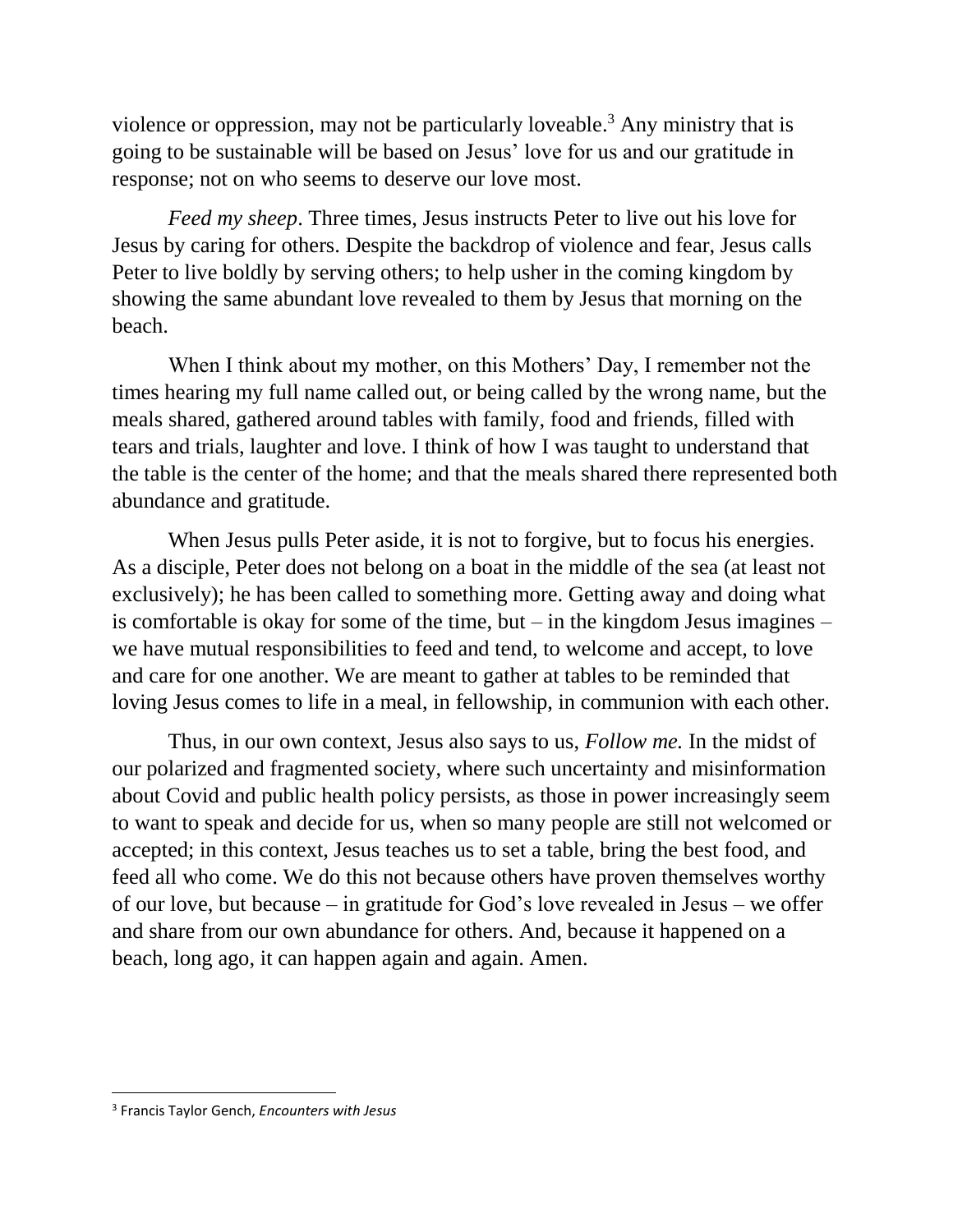violence or oppression, may not be particularly loveable.[3] Any ministry that is going to be sustainable will be based on Jesus' love for us and our gratitude in response; not on who seems to deserve our love most.

*Feed my sheep*. Three times, Jesus instructs Peter to live out his love for Jesus by caring for others. Despite the backdrop of violence and fear, Jesus calls Peter to live boldly by serving others; to help usher in the coming kingdom by showing the same abundant love revealed to them by Jesus that morning on the beach.

When I think about my mother, on this Mothers' Day, I remember not the times hearing my full name called out, or being called by the wrong name, but the meals shared, gathered around tables with family, food and friends, filled with tears and trials, laughter and love. I think of how I was taught to understand that the table is the center of the home; and that the meals shared there represented both abundance and gratitude.

When Jesus pulls Peter aside, it is not to forgive, but to focus his energies. As a disciple, Peter does not belong on a boat in the middle of the sea (at least not exclusively); he has been called to something more. Getting away and doing what is comfortable is okay for some of the time, but – in the kingdom Jesus imagines – we have mutual responsibilities to feed and tend, to welcome and accept, to love and care for one another. We are meant to gather at tables to be reminded that loving Jesus comes to life in a meal, in fellowship, in communion with each other.

Thus, in our own context, Jesus also says to us, *Follow me.* In the midst of our polarized and fragmented society, where such uncertainty and misinformation about Covid and public health policy persists, as those in power increasingly seem to want to speak and decide for us, when so many people are still not welcomed or accepted; in this context, Jesus teaches us to set a table, bring the best food, and feed all who come. We do this not because others have proven themselves worthy of our love, but because – in gratitude for God's love revealed in Jesus – we offer and share from our own abundance for others. And, because it happened on a beach, long ago, it can happen again and again. Amen.

---

[3] Francis Taylor Gench, *Encounters with Jesus*